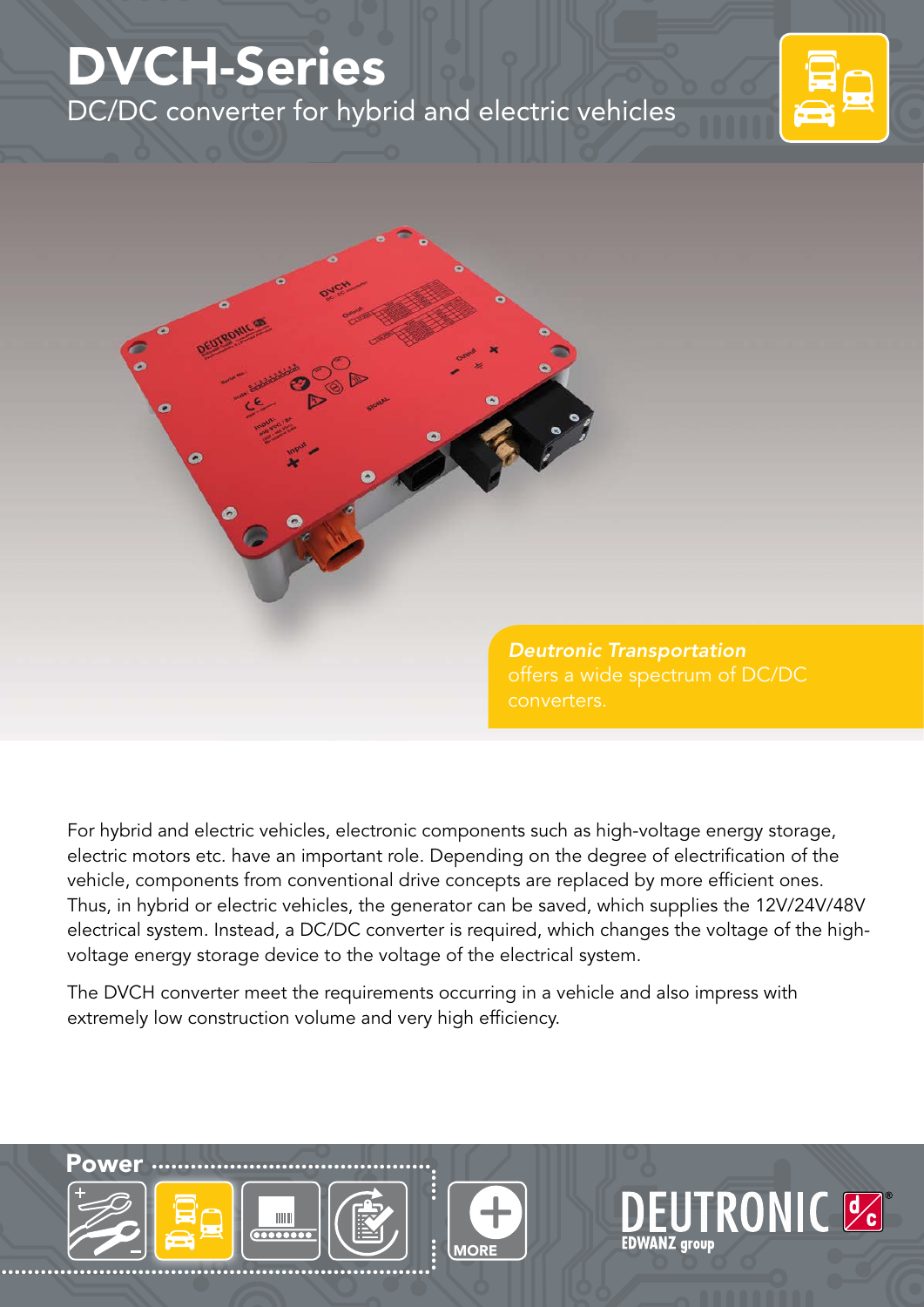# DVCH-Series

DC/DC converter for hybrid and electric vehicles

***Deutronic Transportation*** offers a wide spectrum of DC/DC converters.

For hybrid and electric vehicles, electronic components such as high-voltage energy storage, electric motors etc. have an important role. Depending on the degree of electrification of the vehicle, components from conventional drive concepts are replaced by more efficient ones. Thus, in hybrid or electric vehicles, the generator can be saved, which supplies the 12V/24V/48V electrical system. Instead, a DC/DC converter is required, which changes the voltage of the high-voltage energy storage device to the voltage of the electrical system.

The DVCH converter meet the requirements occurring in a vehicle and also impress with extremely low construction volume and very high efficiency.

**Power**

MORE

DEUTRONIC
EDWANZ group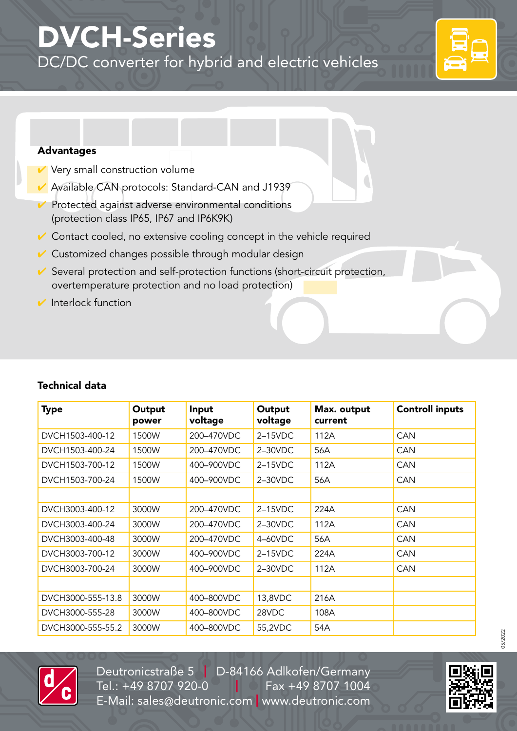# DVCH-Series

DC/DC converter for hybrid and electric vehicles

## Advantages

- ✔ Very small construction volume
- ✔ Available CAN protocols: Standard-CAN and J1939
- ✔ Protected against adverse environmental conditions (protection class IP65, IP67 and IP6K9K)
- ✔ Contact cooled, no extensive cooling concept in the vehicle required
- ✔ Customized changes possible through modular design
- ✔ Several protection and self-protection functions (short-circuit protection, overtemperature protection and no load protection)
- ✔ Interlock function

## Technical data

| Type | Output power | Input voltage | Output voltage | Max. output current | Controll inputs |
|---|---|---|---|---|---|
| DVCH1503-400-12 | 1500W | 200–470VDC | 2–15VDC | 112A | CAN |
| DVCH1503-400-24 | 1500W | 200–470VDC | 2–30VDC | 56A | CAN |
| DVCH1503-700-12 | 1500W | 400–900VDC | 2–15VDC | 112A | CAN |
| DVCH1503-700-24 | 1500W | 400–900VDC | 2–30VDC | 56A | CAN |
| | | | | | |
| DVCH3003-400-12 | 3000W | 200–470VDC | 2–15VDC | 224A | CAN |
| DVCH3003-400-24 | 3000W | 200–470VDC | 2–30VDC | 112A | CAN |
| DVCH3003-400-48 | 3000W | 200–470VDC | 4–60VDC | 56A | CAN |
| DVCH3003-700-12 | 3000W | 400–900VDC | 2–15VDC | 224A | CAN |
| DVCH3003-700-24 | 3000W | 400–900VDC | 2–30VDC | 112A | CAN |
| | | | | | |
| DVCH3000-555-13.8 | 3000W | 400–800VDC | 13,8VDC | 216A | |
| DVCH3000-555-28 | 3000W | 400–800VDC | 28VDC | 108A | |
| DVCH3000-555-55.2 | 3000W | 400–800VDC | 55,2VDC | 54A | |

05/2022

Deutronicstraße 5 | D-84166 Adlkofen/Germany
Tel.: +49 8707 920-0 | Fax +49 8707 1004
E-Mail: sales@deutronic.com | www.deutronic.com